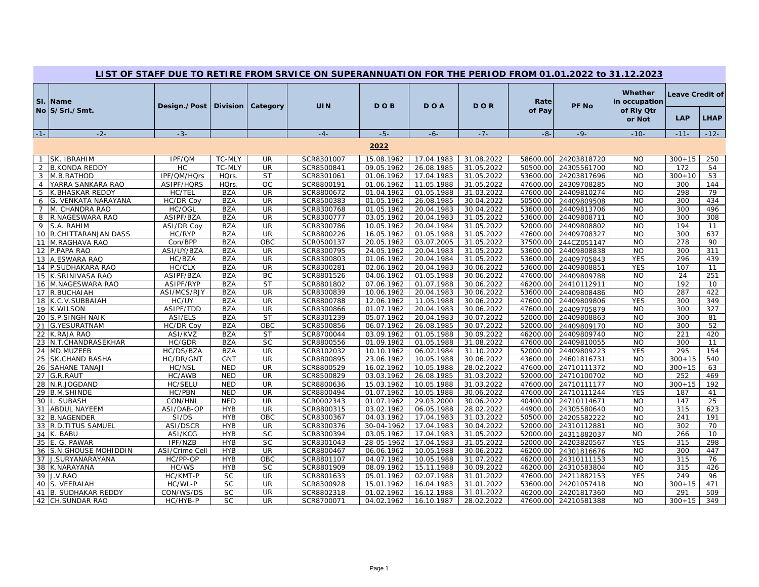## LIST OF STAFF DUE TO RETIRE FROM SRVICE ON SUPERANNUATION FOR THE PERIOD FROM 01.01.2022 to 31.12.2023

| Sl. No | Name S/Sri./Smt. | Design./Post | Division | Category | UIN | D O B | D O A | D O R | Rate of Pay | PF No | Whether in occupation of Rly Qtr or Not | Leave Credit of | |
|---|---|---|---|---|---|---|---|---|---|---|---|---|---|
| | | | | | | | | | | | | LAP | LHAP |
| -1- | -2- | -3- | | | -4- | -5- | -6- | -7- | -8- | -9- | -10- | -11- | -12- |
| | | | | | **2022** | | | | | | | | |
| 1 | SK. IBRAHIM | IPF/QM | TC-MLY | UR | SCR8301007 | 15.08.1962 | 17.04.1983 | 31.08.2022 | 58600.00 | 24203818720 | NO | 300+15 | 250 |
| 2 | B.KONDA REDDY | HC | TC-MLY | UR | SCR8500841 | 09.05.1962 | 26.08.1985 | 31.05.2022 | 50500.00 | 24305561700 | NO | 172 | 54 |
| 3 | M.B.RATHOD | IPF/QM/HQrs | HQrs. | ST | SCR8301061 | 01.06.1962 | 17.04.1983 | 31.05.2022 | 53600.00 | 24203817696 | NO | 300+10 | 53 |
| 4 | YARRA SANKARA RAO | ASIPF/HQRS | HQrs. | OC | SCR8800191 | 01.06.1962 | 11.05.1988 | 31.05.2022 | 47600.00 | 24309708285 | NO | 300 | 144 |
| 5 | K.BHASKAR REDDY | HC/TEL | BZA | UR | SCR8800672 | 01.04.1962 | 01.05.1988 | 31.03.2022 | 47600.00 | 24409810274 | NO | 298 | 79 |
| 6 | G. VENKATA NARAYANA | HC/DR Coy | BZA | UR | SCR8500383 | 01.05.1962 | 26.08.1985 | 30.04.2022 | 50500.00 | 24409809508 | NO | 300 | 434 |
| 7 | M. CHANDRA RAO | HC/OGL | BZA | UR | SCR8300768 | 01.05.1962 | 20.04.1983 | 30.04.2022 | 53600.00 | 24409813706 | NO | 300 | 496 |
| 8 | R.NAGESWARA RAO | ASIPF/BZA | BZA | UR | SCR8300777 | 03.05.1962 | 20.04.1983 | 31.05.2022 | 53600.00 | 24409808711 | NO | 300 | 308 |
| 9 | S.A. RAHIM | ASI/DR Coy | BZA | UR | SCR8300786 | 10.05.1962 | 20.04.1984 | 31.05.2022 | 52000.00 | 24409808802 | NO | 194 | 11 |
| 10 | R.CHITTARANJAN DASS | HC/RYP | BZA | UR | SCR8800226 | 16.05.1962 | 01.05.1988 | 31.05.2022 | 47600.00 | 24409708327 | NO | 300 | 637 |
| 11 | M.RAGHAVA RAO | Con/BPP | BZA | OBC | SCR0500137 | 20.05.1962 | 03.07.2005 | 31.05.2022 | 37500.00 | 244CZ051147 | NO | 278 | 90 |
| 12 | P.PAPA RAO | ASI/UY/BZA | BZA | UR | SCR8300795 | 24.05.1962 | 20.04.1983 | 31.05.2022 | 53600.00 | 24409808838 | NO | 300 | 311 |
| 13 | A.ESWARA RAO | HC/BZA | BZA | UR | SCR8300803 | 01.06.1962 | 20.04.1984 | 31.05.2022 | 53600.00 | 24409705843 | YES | 296 | 439 |
| 14 | P.SUDHAKARA RAO | HC/CLX | BZA | UR | SCR8300281 | 02.06.1962 | 20.04.1983 | 30.06.2022 | 53600.00 | 24409808851 | YES | 107 | 11 |
| 15 | K.SRINIVASA RAO | ASIPF/BZA | BZA | BC | SCR8801526 | 04.06.1962 | 01.05.1988 | 30.06.2022 | 47600.00 | 24409809788 | NO | 24 | 251 |
| 16 | M.NAGESWARA RAO | ASIPF/RYP | BZA | ST | SCR8801802 | 07.06.1962 | 01.07.1988 | 30.06.2022 | 46200.00 | 24410112911 | NO | 192 | 10 |
| 17 | R.BUCHAIAH | ASI/MCS/RJY | BZA | UR | SCR8300839 | 10.06.1962 | 20.04.1983 | 30.06.2022 | 53600.00 | 24409808486 | NO | 287 | 422 |
| 18 | K.C.V.SUBBAIAH | HC/UY | BZA | UR | SCR8800788 | 12.06.1962 | 11.05.1988 | 30.06.2022 | 47600.00 | 24409809806 | YES | 300 | 349 |
| 19 | K.WILSON | ASIPF/TDD | BZA | UR | SCR8300866 | 01.07.1962 | 20.04.1983 | 30.06.2022 | 47600.00 | 24409705879 | NO | 300 | 327 |
| 20 | S.P.SINGH NAIK | ASI/ELS | BZA | ST | SCR8301239 | 05.07.1962 | 20.04.1983 | 30.07.2022 | 52000.00 | 24409808863 | NO | 300 | 81 |
| 21 | G.YESURATNAM | HC/DR Coy | BZA | OBC | SCR8500856 | 06.07.1962 | 26.08.1985 | 30.07.2022 | 52000.00 | 24409809170 | NO | 300 | 52 |
| 22 | K.RAJA RAO | ASI/KVZ | BZA | ST | SCR8700044 | 03.09.1962 | 01.05.1988 | 30.09.2022 | 46200.00 | 24409809740 | NO | 221 | 420 |
| 23 | N.T.CHANDRASEKHAR | HC/GDR | BZA | SC | SCR8800556 | 01.09.1962 | 01.05.1988 | 31.08.2022 | 47600.00 | 24409810055 | NO | 300 | 11 |
| 24 | MD.MUZEEB | HC/DS/BZA | BZA | UR | SCR8102032 | 10.10.1962 | 06.02.1984 | 31.10.2022 | 52000.00 | 24409809223 | YES | 295 | 154 |
| 25 | SK.CHAND BASHA | HC/DR/GNT | GNT | UR | SCR8800895 | 23.06.1962 | 10.05.1988 | 30.06.2022 | 43600.00 | 24601816731 | NO | 300+15 | 540 |
| 26 | SAHANE TANAJI | HC/NSL | NED | UR | SCR8800529 | 16.02.1962 | 10.05.1988 | 28.02.2022 | 47600.00 | 24710111372 | NO | 300+15 | 63 |
| 27 | G.R.RAUT | HC/AWB | NED | UR | SCR8500829 | 03.03.1962 | 26.08.1985 | 31.03.2022 | 52000.00 | 24710100702 | NO | 252 | 469 |
| 28 | N.R.JOGDAND | HC/SELU | NED | UR | SCR8800636 | 15.03.1962 | 10.05.1988 | 31.03.2022 | 47600.00 | 24710111177 | NO | 300+15 | 192 |
| 29 | B.M.SHINDE | HC/PBN | NED | UR | SCR8800494 | 01.07.1962 | 10.05.1988 | 30.06.2022 | 47600.00 | 24710111244 | YES | 187 | 41 |
| 30 | L. SUBASH | CON/HNL | NED | UR | SCR0002343 | 01.07.1962 | 29.03.2000 | 30.06.2022 | 40400.00 | 24710114671 | NO | 147 | 25 |
| 31 | ABDUL NAYEEM | ASI/DAB-OP | HYB | UR | SCR8800315 | 03.02.1962 | 06.05.1988 | 28.02.2022 | 44900.00 | 24305580640 | NO | 315 | 623 |
| 32 | B.NAGENDER | SI/DS | HYB | OBC | SCR8300367 | 04.03.1962 | 17.04.1983 | 31.03.2022 | 50500.00 | 24205582222 | NO | 241 | 191 |
| 33 | R.D.TITUS SAMUEL | ASI/DSCR | HYB | UR | SCR8300376 | 30-04-1962 | 17.04.1983 | 30.04.2022 | 52000.00 | 24310112881 | NO | 302 | 70 |
| 34 | K. BABU | ASI/KCG | HYB | SC | SCR8300394 | 03.05.1962 | 17.04.1983 | 31.05.2022 | 52000.00 | 24311882037 | NO | 266 | 10 |
| 35 | E. G. PAWAR | IPF/NZB | HYB | SC | SCR8301043 | 28-05-1962 | 17.04.1983 | 31.05.2022 | 52000.00 | 24203820567 | YES | 315 | 298 |
| 36 | S.N.GHOUSE MOHIDDIN | ASI/Crime Cell | HYB | UR | SCR8800467 | 06.06.1962 | 10.05.1988 | 30.06.2022 | 46200.00 | 24301816676 | NO | 300 | 447 |
| 37 | J.SURYANARAYANA | HC/PP-OP | HYB | OBC | SCR8801107 | 04.07.1962 | 10.05.1988 | 31.07.2022 | 46200.00 | 24310111153 | NO | 315 | 76 |
| 38 | K.NARAYANA | HC/WS | HYB | SC | SCR8801909 | 08.09.1962 | 15.11.1988 | 30.09.2022 | 46200.00 | 24310583804 | NO | 315 | 426 |
| 39 | J.V.RAO | HC/KMT-P | SC | UR | SCR8801633 | 05.01.1962 | 02.07.1988 | 31.01.2022 | 47600.00 | 24211882153 | YES | 249 | 96 |
| 40 | S. VEERAIAH | HC/WL-P | SC | UR | SCR8300928 | 15.01.1962 | 16.04.1983 | 31.01.2022 | 53600.00 | 24201057418 | NO | 300+15 | 471 |
| 41 | B. SUDHAKAR REDDY | CON/WS/DS | SC | UR | SCR8802318 | 01.02.1962 | 16.12.1988 | 31.01.2022 | 46200.00 | 24201817360 | NO | 291 | 509 |
| 42 | CH.SUNDAR RAO | HC/HYB-P | SC | UR | SCR8700071 | 04.02.1962 | 16.10.1987 | 28.02.2022 | 47600.00 | 24210581388 | NO | 300+15 | 349 |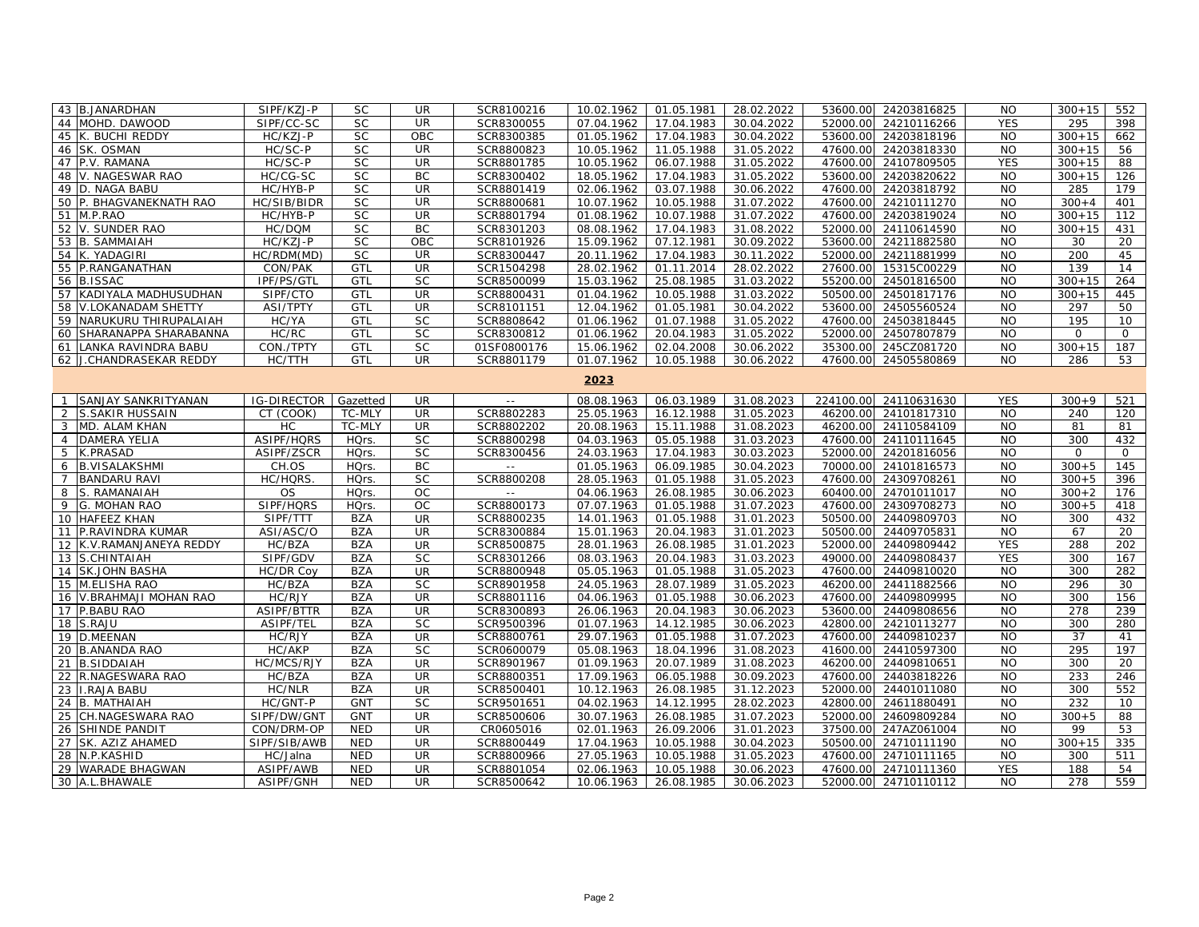| 43 | B.JANARDHAN | SIPF/KZJ-P | SC | UR | SCR8100216 | 10.02.1962 | 01.05.1981 | 28.02.2022 | 53600.00 | 24203816825 | NO | 300+15 | 552 |
|---|---|---|---|---|---|---|---|---|---|---|---|---|---|
| 44 | MOHD. DAWOOD | SIPF/CC-SC | SC | UR | SCR8300055 | 07.04.1962 | 17.04.1983 | 30.04.2022 | 52000.00 | 24210116266 | YES | 295 | 398 |
| 45 | K. BUCHI REDDY | HC/KZJ-P | SC | OBC | SCR8300385 | 01.05.1962 | 17.04.1983 | 30.04.2022 | 53600.00 | 24203818196 | NO | 300+15 | 662 |
| 46 | SK. OSMAN | HC/SC-P | SC | UR | SCR8800823 | 10.05.1962 | 11.05.1988 | 31.05.2022 | 47600.00 | 24203818330 | NO | 300+15 | 56 |
| 47 | P.V. RAMANA | HC/SC-P | SC | UR | SCR8801785 | 10.05.1962 | 06.07.1988 | 31.05.2022 | 47600.00 | 24107809505 | YES | 300+15 | 88 |
| 48 | V. NAGESWAR RAO | HC/CG-SC | SC | BC | SCR8300402 | 18.05.1962 | 17.04.1983 | 31.05.2022 | 53600.00 | 24203820622 | NO | 300+15 | 126 |
| 49 | D. NAGA BABU | HC/HYB-P | SC | UR | SCR8801419 | 02.06.1962 | 03.07.1988 | 30.06.2022 | 47600.00 | 24203818792 | NO | 285 | 179 |
| 50 | P. BHAGVANEKNATH RAO | HC/SIB/BIDR | SC | UR | SCR8800681 | 10.07.1962 | 10.05.1988 | 31.07.2022 | 47600.00 | 24210111270 | NO | 300+4 | 401 |
| 51 | M.P.RAO | HC/HYB-P | SC | UR | SCR8801794 | 01.08.1962 | 10.07.1988 | 31.07.2022 | 47600.00 | 24203819024 | NO | 300+15 | 112 |
| 52 | V. SUNDER RAO | HC/DQM | SC | BC | SCR8301203 | 08.08.1962 | 17.04.1983 | 31.08.2022 | 52000.00 | 24110614590 | NO | 300+15 | 431 |
| 53 | B. SAMMAIAH | HC/KZJ-P | SC | OBC | SCR8101926 | 15.09.1962 | 07.12.1981 | 30.09.2022 | 53600.00 | 24211882580 | NO | 30 | 20 |
| 54 | K. YADAGIRI | HC/RDM(MD) | SC | UR | SCR8300447 | 20.11.1962 | 17.04.1983 | 30.11.2022 | 52000.00 | 24211881999 | NO | 200 | 45 |
| 55 | P.RANGANATHAN | CON/PAK | GTL | UR | SCR1504298 | 28.02.1962 | 01.11.2014 | 28.02.2022 | 27600.00 | 15315C00229 | NO | 139 | 14 |
| 56 | B.ISSAC | IPF/PS/GTL | GTL | SC | SCR8500099 | 15.03.1962 | 25.08.1985 | 31.03.2022 | 55200.00 | 24501816500 | NO | 300+15 | 264 |
| 57 | KADIYALA MADHUSUDHAN | SIPF/CTO | GTL | UR | SCR8800431 | 01.04.1962 | 10.05.1988 | 31.03.2022 | 50500.00 | 24501817176 | NO | 300+15 | 445 |
| 58 | V.LOKANADAM SHETTY | ASI/TPTY | GTL | UR | SCR8101151 | 12.04.1962 | 01.05.1981 | 30.04.2022 | 53600.00 | 24505560524 | NO | 297 | 50 |
| 59 | NARUKURU THIRUPALAIAH | HC/YA | GTL | SC | SCR8808642 | 01.06.1962 | 01.07.1988 | 31.05.2022 | 47600.00 | 24503818445 | NO | 195 | 10 |
| 60 | SHARANAPPA SHARABANNA | HC/RC | GTL | SC | SCR8300812 | 01.06.1962 | 20.04.1983 | 31.05.2022 | 52000.00 | 24507807879 | NO | 0 | 0 |
| 61 | LANKA RAVINDRA BABU | CON./TPTY | GTL | SC | 01SF0800176 | 15.06.1962 | 02.04.2008 | 30.06.2022 | 35300.00 | 245CZ081720 | NO | 300+15 | 187 |
| 62 | J.CHANDRASEKAR REDDY | HC/TTH | GTL | UR | SCR8801179 | 01.07.1962 | 10.05.1988 | 30.06.2022 | 47600.00 | 24505580869 | NO | 286 | 53 |
| | | | | | | | **2023** | | | | | | |
| 1 | SANJAY SANKRITYANAN | IG-DIRECTOR | Gazetted | UR | -- | 08.08.1963 | 06.03.1989 | 31.08.2023 | 224100.00 | 24110631630 | YES | 300+9 | 521 |
| 2 | S.SAKIR HUSSAIN | CT (COOK) | TC-MLY | UR | SCR8802283 | 25.05.1963 | 16.12.1988 | 31.05.2023 | 46200.00 | 24101817310 | NO | 240 | 120 |
| 3 | MD. ALAM KHAN | HC | TC-MLY | UR | SCR8802202 | 20.08.1963 | 15.11.1988 | 31.08.2023 | 46200.00 | 24110584109 | NO | 81 | 81 |
| 4 | DAMERA YELIA | ASIPF/HQRS | HQrs. | SC | SCR8800298 | 04.03.1963 | 05.05.1988 | 31.03.2023 | 47600.00 | 24110111645 | NO | 300 | 432 |
| 5 | K.PRASAD | ASIPF/ZSCR | HQrs. | SC | SCR8300456 | 24.03.1963 | 17.04.1983 | 30.03.2023 | 52000.00 | 24201816056 | NO | 0 | 0 |
| 6 | B.VISALAKSHMI | CH.OS | HQrs. | BC | -- | 01.05.1963 | 06.09.1985 | 30.04.2023 | 70000.00 | 24101816573 | NO | 300+5 | 145 |
| 7 | BANDARU RAVI | HC/HQRS. | HQrs. | SC | SCR8800208 | 28.05.1963 | 01.05.1988 | 31.05.2023 | 47600.00 | 24309708261 | NO | 300+5 | 396 |
| 8 | S. RAMANAIAH | OS | HQrs. | OC | -- | 04.06.1963 | 26.08.1985 | 30.06.2023 | 60400.00 | 24701011017 | NO | 300+2 | 176 |
| 9 | G. MOHAN RAO | SIPF/HQRS | HQrs. | OC | SCR8800173 | 07.07.1963 | 01.05.1988 | 31.07.2023 | 47600.00 | 24309708273 | NO | 300+5 | 418 |
| 10 | HAFEEZ KHAN | SIPF/TTT | BZA | UR | SCR8800235 | 14.01.1963 | 01.05.1988 | 31.01.2023 | 50500.00 | 24409809703 | NO | 300 | 432 |
| 11 | P.RAVINDRA KUMAR | ASI/ASC/O | BZA | UR | SCR8300884 | 15.01.1963 | 20.04.1983 | 31.01.2023 | 50500.00 | 24409705831 | NO | 67 | 20 |
| 12 | K.V.RAMANJANEYA REDDY | HC/BZA | BZA | UR | SCR8500875 | 28.01.1963 | 26.08.1985 | 31.01.2023 | 52000.00 | 24409809442 | YES | 288 | 202 |
| 13 | S.CHINTAIAH | SIPF/GDV | BZA | SC | SCR8301266 | 08.03.1963 | 20.04.1983 | 31.03.2023 | 49000.00 | 24409808437 | YES | 300 | 167 |
| 14 | SK.JOHN BASHA | HC/DR Coy | BZA | UR | SCR8800948 | 05.05.1963 | 01.05.1988 | 31.05.2023 | 47600.00 | 24409810020 | NO | 300 | 282 |
| 15 | M.ELISHA RAO | HC/BZA | BZA | SC | SCR8901958 | 24.05.1963 | 28.07.1989 | 31.05.2023 | 46200.00 | 24411882566 | NO | 296 | 30 |
| 16 | V.BRAHMAJI MOHAN RAO | HC/RJY | BZA | UR | SCR8801116 | 04.06.1963 | 01.05.1988 | 30.06.2023 | 47600.00 | 24409809995 | NO | 300 | 156 |
| 17 | P.BABU RAO | ASIPF/BTTR | BZA | UR | SCR8300893 | 26.06.1963 | 20.04.1983 | 30.06.2023 | 53600.00 | 24409808656 | NO | 278 | 239 |
| 18 | S.RAJU | ASIPF/TEL | BZA | SC | SCR9500396 | 01.07.1963 | 14.12.1985 | 30.06.2023 | 42800.00 | 24210113277 | NO | 300 | 280 |
| 19 | D.MEENAN | HC/RJY | BZA | UR | SCR8800761 | 29.07.1963 | 01.05.1988 | 31.07.2023 | 47600.00 | 24409810237 | NO | 37 | 41 |
| 20 | B.ANANDA RAO | HC/AKP | BZA | SC | SCR0600079 | 05.08.1963 | 18.04.1996 | 31.08.2023 | 41600.00 | 24410597300 | NO | 295 | 197 |
| 21 | B.SIDDAIAH | HC/MCS/RJY | BZA | UR | SCR8901967 | 01.09.1963 | 20.07.1989 | 31.08.2023 | 46200.00 | 24409810651 | NO | 300 | 20 |
| 22 | R.NAGESWARA RAO | HC/BZA | BZA | UR | SCR8800351 | 17.09.1963 | 06.05.1988 | 30.09.2023 | 47600.00 | 24403818226 | NO | 233 | 246 |
| 23 | I.RAJA BABU | HC/NLR | BZA | UR | SCR8500401 | 10.12.1963 | 26.08.1985 | 31.12.2023 | 52000.00 | 24401011080 | NO | 300 | 552 |
| 24 | B. MATHAIAH | HC/GNT-P | GNT | SC | SCR9501651 | 04.02.1963 | 14.12.1995 | 28.02.2023 | 42800.00 | 24611880491 | NO | 232 | 10 |
| 25 | CH.NAGESWARA RAO | SIPF/DW/GNT | GNT | UR | SCR8500606 | 30.07.1963 | 26.08.1985 | 31.07.2023 | 52000.00 | 24609809284 | NO | 300+5 | 88 |
| 26 | SHINDE PANDIT | CON/DRM-OP | NED | UR | CR0605016 | 02.01.1963 | 26.09.2006 | 31.01.2023 | 37500.00 | 247AZ061004 | NO | 99 | 53 |
| 27 | SK. AZIZ AHAMED | SIPF/SIB/AWB | NED | UR | SCR8800449 | 17.04.1963 | 10.05.1988 | 30.04.2023 | 50500.00 | 24710111190 | NO | 300+15 | 335 |
| 28 | N.P.KASHID | HC/Jalna | NED | UR | SCR8800966 | 27.05.1963 | 10.05.1988 | 31.05.2023 | 47600.00 | 24710111165 | NO | 300 | 511 |
| 29 | WARADE BHAGWAN | ASIPF/AWB | NED | UR | SCR8801054 | 02.06.1963 | 10.05.1988 | 30.06.2023 | 47600.00 | 24710111360 | YES | 188 | 54 |
| 30 | A.L.BHAWALE | ASIPF/GNH | NED | UR | SCR8500642 | 10.06.1963 | 26.08.1985 | 30.06.2023 | 52000.00 | 24710110112 | NO | 278 | 559 |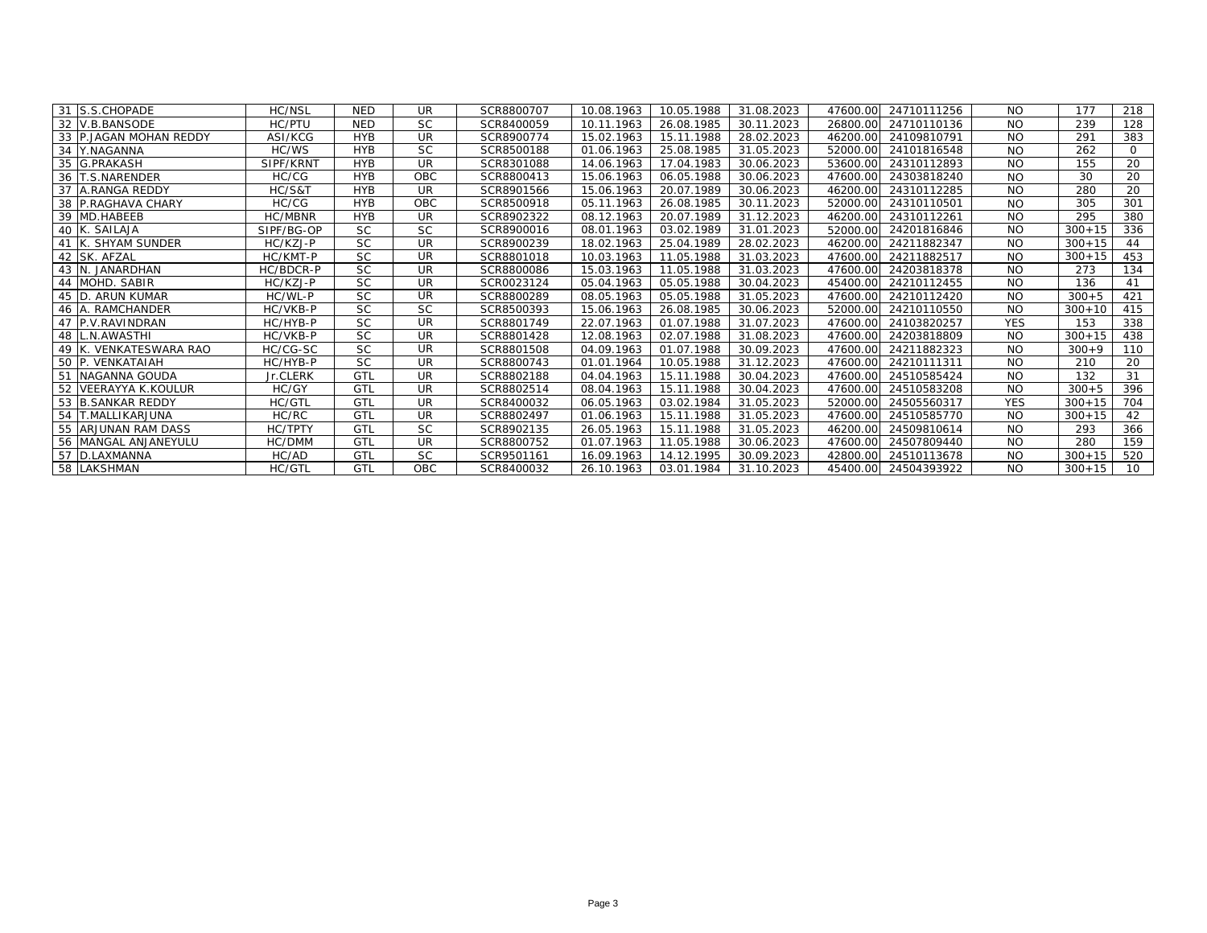| | | | | | | | | | | | | |
|---|---|---|---|---|---|---|---|---|---|---|---|---|
| 31 | S.S.CHOPADE | HC/NSL | NED | UR | SCR8800707 | 10.08.1963 | 10.05.1988 | 31.08.2023 | 47600.00 | 24710111256 | NO | 177 | 218 |
| 32 | V.B.BANSODE | HC/PTU | NED | SC | SCR8400059 | 10.11.1963 | 26.08.1985 | 30.11.2023 | 26800.00 | 24710110136 | NO | 239 | 128 |
| 33 | P.JAGAN MOHAN REDDY | ASI/KCG | HYB | UR | SCR8900774 | 15.02.1963 | 15.11.1988 | 28.02.2023 | 46200.00 | 24109810791 | NO | 291 | 383 |
| 34 | Y.NAGANNA | HC/WS | HYB | SC | SCR8500188 | 01.06.1963 | 25.08.1985 | 31.05.2023 | 52000.00 | 24101816548 | NO | 262 | 0 |
| 35 | G.PRAKASH | SIPF/KRNT | HYB | UR | SCR8301088 | 14.06.1963 | 17.04.1983 | 30.06.2023 | 53600.00 | 24310112893 | NO | 155 | 20 |
| 36 | T.S.NARENDER | HC/CG | HYB | OBC | SCR8800413 | 15.06.1963 | 06.05.1988 | 30.06.2023 | 47600.00 | 24303818240 | NO | 30 | 20 |
| 37 | A.RANGA REDDY | HC/S&T | HYB | UR | SCR8901566 | 15.06.1963 | 20.07.1989 | 30.06.2023 | 46200.00 | 24310112285 | NO | 280 | 20 |
| 38 | P.RAGHAVA CHARY | HC/CG | HYB | OBC | SCR8500918 | 05.11.1963 | 26.08.1985 | 30.11.2023 | 52000.00 | 24310110501 | NO | 305 | 301 |
| 39 | MD.HABEEB | HC/MBNR | HYB | UR | SCR8902322 | 08.12.1963 | 20.07.1989 | 31.12.2023 | 46200.00 | 24310112261 | NO | 295 | 380 |
| 40 | K. SAILAJA | SIPF/BG-OP | SC | SC | SCR8900016 | 08.01.1963 | 03.02.1989 | 31.01.2023 | 52000.00 | 24201816846 | NO | 300+15 | 336 |
| 41 | K. SHYAM SUNDER | HC/KZJ-P | SC | UR | SCR8900239 | 18.02.1963 | 25.04.1989 | 28.02.2023 | 46200.00 | 24211882347 | NO | 300+15 | 44 |
| 42 | SK. AFZAL | HC/KMT-P | SC | UR | SCR8801018 | 10.03.1963 | 11.05.1988 | 31.03.2023 | 47600.00 | 24211882517 | NO | 300+15 | 453 |
| 43 | N. JANARDHAN | HC/BDCR-P | SC | UR | SCR8800086 | 15.03.1963 | 11.05.1988 | 31.03.2023 | 47600.00 | 24203818378 | NO | 273 | 134 |
| 44 | MOHD. SABIR | HC/KZJ-P | SC | UR | SCR0023124 | 05.04.1963 | 05.05.1988 | 30.04.2023 | 45400.00 | 24210112455 | NO | 136 | 41 |
| 45 | D. ARUN KUMAR | HC/WL-P | SC | UR | SCR8800289 | 08.05.1963 | 05.05.1988 | 31.05.2023 | 47600.00 | 24210112420 | NO | 300+5 | 421 |
| 46 | A. RAMCHANDER | HC/VKB-P | SC | SC | SCR8500393 | 15.06.1963 | 26.08.1985 | 30.06.2023 | 52000.00 | 24210110550 | NO | 300+10 | 415 |
| 47 | P.V.RAVINDRAN | HC/HYB-P | SC | UR | SCR8801749 | 22.07.1963 | 01.07.1988 | 31.07.2023 | 47600.00 | 24103820257 | YES | 153 | 338 |
| 48 | L.N.AWASTHI | HC/VKB-P | SC | UR | SCR8801428 | 12.08.1963 | 02.07.1988 | 31.08.2023 | 47600.00 | 24203818809 | NO | 300+15 | 438 |
| 49 | K. VENKATESWARA RAO | HC/CG-SC | SC | UR | SCR8801508 | 04.09.1963 | 01.07.1988 | 30.09.2023 | 47600.00 | 24211882323 | NO | 300+9 | 110 |
| 50 | P. VENKATAIAH | HC/HYB-P | SC | UR | SCR8800743 | 01.01.1964 | 10.05.1988 | 31.12.2023 | 47600.00 | 24210111311 | NO | 210 | 20 |
| 51 | NAGANNA GOUDA | Jr.CLERK | GTL | UR | SCR8802188 | 04.04.1963 | 15.11.1988 | 30.04.2023 | 47600.00 | 24510585424 | NO | 132 | 31 |
| 52 | VEERAYYA K.KOULUR | HC/GY | GTL | UR | SCR8802514 | 08.04.1963 | 15.11.1988 | 30.04.2023 | 47600.00 | 24510583208 | NO | 300+5 | 396 |
| 53 | B.SANKAR REDDY | HC/GTL | GTL | UR | SCR8400032 | 06.05.1963 | 03.02.1984 | 31.05.2023 | 52000.00 | 24505560317 | YES | 300+15 | 704 |
| 54 | T.MALLIKARJUNA | HC/RC | GTL | UR | SCR8802497 | 01.06.1963 | 15.11.1988 | 31.05.2023 | 47600.00 | 24510585770 | NO | 300+15 | 42 |
| 55 | ARJUNAN RAM DASS | HC/TPTY | GTL | SC | SCR8902135 | 26.05.1963 | 15.11.1988 | 31.05.2023 | 46200.00 | 24509810614 | NO | 293 | 366 |
| 56 | MANGAL ANJANEYULU | HC/DMM | GTL | UR | SCR8800752 | 01.07.1963 | 11.05.1988 | 30.06.2023 | 47600.00 | 24507809440 | NO | 280 | 159 |
| 57 | D.LAXMANNA | HC/AD | GTL | SC | SCR9501161 | 16.09.1963 | 14.12.1995 | 30.09.2023 | 42800.00 | 24510113678 | NO | 300+15 | 520 |
| 58 | LAKSHMAN | HC/GTL | GTL | OBC | SCR8400032 | 26.10.1963 | 03.01.1984 | 31.10.2023 | 45400.00 | 24504393922 | NO | 300+15 | 10 |